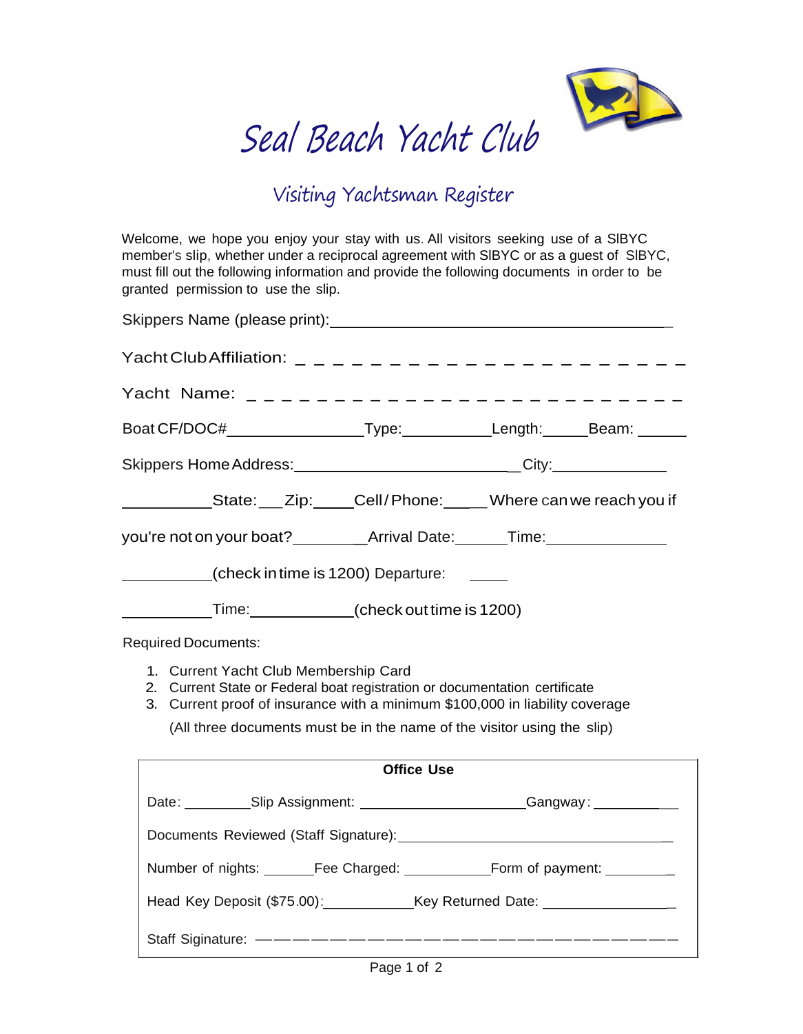# Seal Beach Yacht Club

## Visiting Yachtsman Register

Welcome, we hope you enjoy your stay with us. All visitors seeking use of a SlBYC member's slip, whether under a reciprocal agreement with SlBYC or as a guest of SlBYC, must fill out the following information and provide the following documents in order to be granted permission to use the slip.

Skippers Name (please print):________________________________________

Yacht Club Affiliation: _ _ _ _ _ _ _ _ _ _ _ _ _ _ _ _ _ _ _ _ _ _ _

Yacht Name: _ _ _ _ _ _ _ _ _ _ _ _ _ _ _ _ _ _ _ _ _ _ _ _ _

Boat CF/DOC#________________Type:__________Length:_____Beam: ______

Skippers Home Address:_________________________City:_____________

__________State:___Zip:____Cell/Phone:_____Where can we reach you if

you're not on your boat?_________Arrival Date:______Time:_____________

__________(check in time is 1200) Departure: _____

__________Time:___________(check out time is 1200)

Required Documents:

1. Current Yacht Club Membership Card
2. Current State or Federal boat registration or documentation certificate
3. Current proof of insurance with a minimum $100,000 in liability coverage

(All three documents must be in the name of the visitor using the slip)

**Office Use**

Date: ________Slip Assignment: _____________________Gangway: ___________

Documents Reviewed (Staff Signature):_________________________________

Number of nights: ______Fee Charged: ___________Form of payment: _________

Head Key Deposit ($75.00):___________Key Returned Date: _______________

Staff Siginature: ——————————————————————————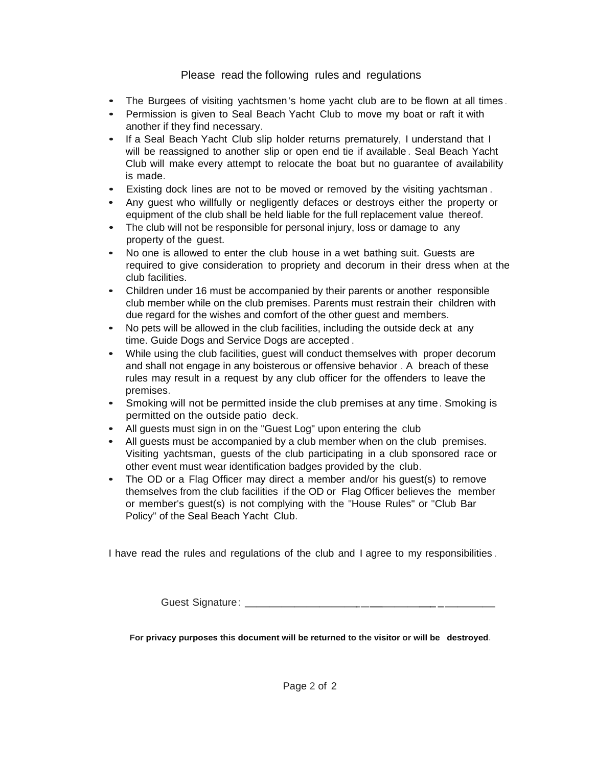Please read the following rules and regulations

- The Burgees of visiting yachtsmen's home yacht club are to be flown at all times.
- Permission is given to Seal Beach Yacht Club to move my boat or raft it with another if they find necessary.
- If a Seal Beach Yacht Club slip holder returns prematurely, I understand that I will be reassigned to another slip or open end tie if available. Seal Beach Yacht Club will make every attempt to relocate the boat but no guarantee of availability is made.
- Existing dock lines are not to be moved or removed by the visiting yachtsman.
- Any guest who willfully or negligently defaces or destroys either the property or equipment of the club shall be held liable for the full replacement value thereof.
- The club will not be responsible for personal injury, loss or damage to any property of the guest.
- No one is allowed to enter the club house in a wet bathing suit. Guests are required to give consideration to propriety and decorum in their dress when at the club facilities.
- Children under 16 must be accompanied by their parents or another responsible club member while on the club premises. Parents must restrain their children with due regard for the wishes and comfort of the other guest and members.
- No pets will be allowed in the club facilities, including the outside deck at any time. Guide Dogs and Service Dogs are accepted.
- While using the club facilities, guest will conduct themselves with proper decorum and shall not engage in any boisterous or offensive behavior. A breach of these rules may result in a request by any club officer for the offenders to leave the premises.
- Smoking will not be permitted inside the club premises at any time. Smoking is permitted on the outside patio deck.
- All guests must sign in on the "Guest Log" upon entering the club
- All guests must be accompanied by a club member when on the club premises. Visiting yachtsman, guests of the club participating in a club sponsored race or other event must wear identification badges provided by the club.
- The OD or a Flag Officer may direct a member and/or his guest(s) to remove themselves from the club facilities if the OD or Flag Officer believes the member or member's guest(s) is not complying with the "House Rules" or "Club Bar Policy" of the Seal Beach Yacht Club.

I have read the rules and regulations of the club and I agree to my responsibilities.

Guest Signature: ______________________________________________

**For privacy purposes this document will be returned to the visitor or will be destroyed.**